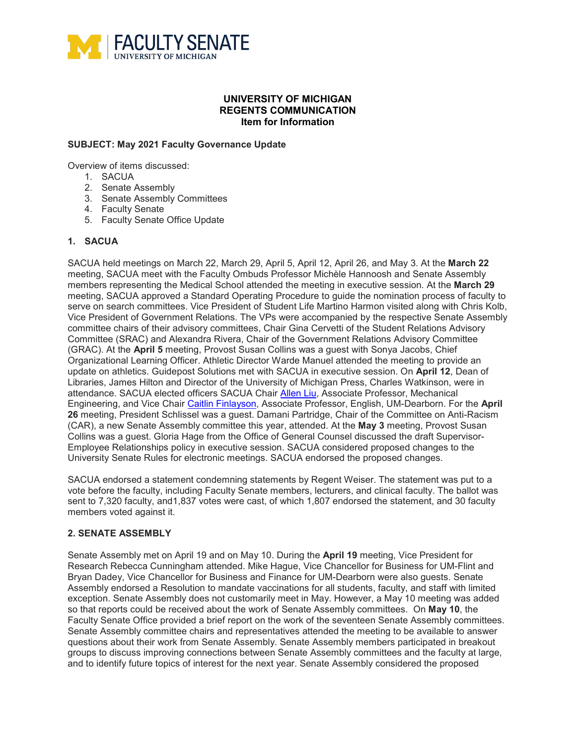**FACULTY SENATE**
UNIVERSITY OF MICHIGAN

**UNIVERSITY OF MICHIGAN**
**REGENTS COMMUNICATION**
**Item for Information**

**SUBJECT: May 2021 Faculty Governance Update**

Overview of items discussed:

1. SACUA
2. Senate Assembly
3. Senate Assembly Committees
4. Faculty Senate
5. Faculty Senate Office Update

## 1. SACUA

SACUA held meetings on March 22, March 29, April 5, April 12, April 26, and May 3. At the **March 22** meeting, SACUA meet with the Faculty Ombuds Professor Michèle Hannoosh and Senate Assembly members representing the Medical School attended the meeting in executive session. At the **March 29** meeting, SACUA approved a Standard Operating Procedure to guide the nomination process of faculty to serve on search committees. Vice President of Student Life Martino Harmon visited along with Chris Kolb, Vice President of Government Relations. The VPs were accompanied by the respective Senate Assembly committee chairs of their advisory committees, Chair Gina Cervetti of the Student Relations Advisory Committee (SRAC) and Alexandra Rivera, Chair of the Government Relations Advisory Committee (GRAC). At the **April 5** meeting, Provost Susan Collins was a guest with Sonya Jacobs, Chief Organizational Learning Officer. Athletic Director Warde Manuel attended the meeting to provide an update on athletics. Guidepost Solutions met with SACUA in executive session. On **April 12**, Dean of Libraries, James Hilton and Director of the University of Michigan Press, Charles Watkinson, were in attendance. SACUA elected officers SACUA Chair Allen Liu, Associate Professor, Mechanical Engineering, and Vice Chair Caitlin Finlayson, Associate Professor, English, UM-Dearborn. For the **April 26** meeting, President Schlissel was a guest. Damani Partridge, Chair of the Committee on Anti-Racism (CAR), a new Senate Assembly committee this year, attended. At the **May 3** meeting, Provost Susan Collins was a guest. Gloria Hage from the Office of General Counsel discussed the draft Supervisor-Employee Relationships policy in executive session. SACUA considered proposed changes to the University Senate Rules for electronic meetings. SACUA endorsed the proposed changes.

SACUA endorsed a statement condemning statements by Regent Weiser. The statement was put to a vote before the faculty, including Faculty Senate members, lecturers, and clinical faculty. The ballot was sent to 7,320 faculty, and1,837 votes were cast, of which 1,807 endorsed the statement, and 30 faculty members voted against it.

## 2. SENATE ASSEMBLY

Senate Assembly met on April 19 and on May 10. During the **April 19** meeting, Vice President for Research Rebecca Cunningham attended. Mike Hague, Vice Chancellor for Business for UM-Flint and Bryan Dadey, Vice Chancellor for Business and Finance for UM-Dearborn were also guests. Senate Assembly endorsed a Resolution to mandate vaccinations for all students, faculty, and staff with limited exception. Senate Assembly does not customarily meet in May. However, a May 10 meeting was added so that reports could be received about the work of Senate Assembly committees. On **May 10**, the Faculty Senate Office provided a brief report on the work of the seventeen Senate Assembly committees. Senate Assembly committee chairs and representatives attended the meeting to be available to answer questions about their work from Senate Assembly. Senate Assembly members participated in breakout groups to discuss improving connections between Senate Assembly committees and the faculty at large, and to identify future topics of interest for the next year. Senate Assembly considered the proposed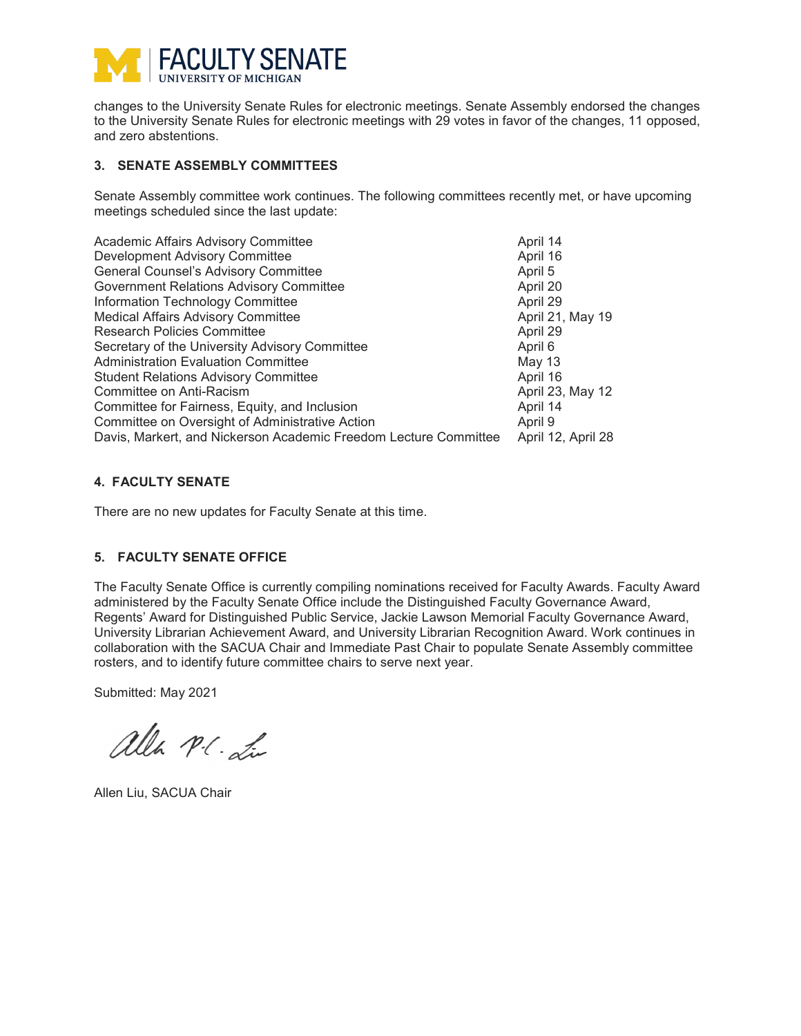changes to the University Senate Rules for electronic meetings. Senate Assembly endorsed the changes to the University Senate Rules for electronic meetings with 29 votes in favor of the changes, 11 opposed, and zero abstentions.

### 3. SENATE ASSEMBLY COMMITTEES

Senate Assembly committee work continues. The following committees recently met, or have upcoming meetings scheduled since the last update:

| | |
|---|---|
| Academic Affairs Advisory Committee | April 14 |
| Development Advisory Committee | April 16 |
| General Counsel's Advisory Committee | April 5 |
| Government Relations Advisory Committee | April 20 |
| Information Technology Committee | April 29 |
| Medical Affairs Advisory Committee | April 21, May 19 |
| Research Policies Committee | April 29 |
| Secretary of the University Advisory Committee | April 6 |
| Administration Evaluation Committee | May 13 |
| Student Relations Advisory Committee | April 16 |
| Committee on Anti-Racism | April 23, May 12 |
| Committee for Fairness, Equity, and Inclusion | April 14 |
| Committee on Oversight of Administrative Action | April 9 |
| Davis, Markert, and Nickerson Academic Freedom Lecture Committee | April 12, April 28 |

### 4. FACULTY SENATE

There are no new updates for Faculty Senate at this time.

### 5. FACULTY SENATE OFFICE

The Faculty Senate Office is currently compiling nominations received for Faculty Awards. Faculty Award administered by the Faculty Senate Office include the Distinguished Faculty Governance Award, Regents' Award for Distinguished Public Service, Jackie Lawson Memorial Faculty Governance Award, University Librarian Achievement Award, and University Librarian Recognition Award. Work continues in collaboration with the SACUA Chair and Immediate Past Chair to populate Senate Assembly committee rosters, and to identify future committee chairs to serve next year.

Submitted: May 2021

Allen Liu, SACUA Chair